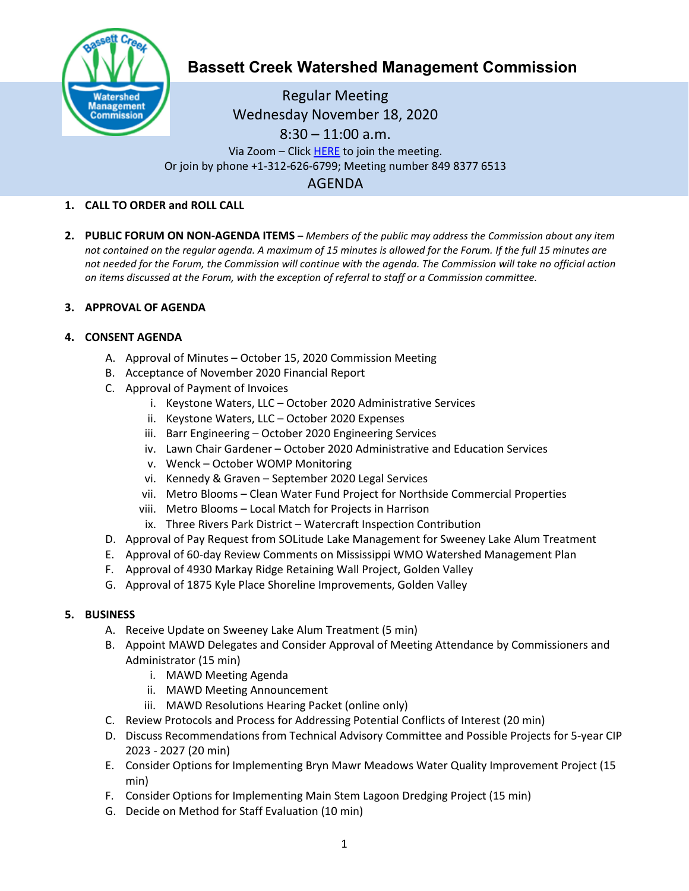# Bassett Creek Watershed Management Commission

Regular Meeting
Wednesday November 18, 2020
8:30 – 11:00 a.m.
Via Zoom – Click HERE to join the meeting.
Or join by phone +1-312-626-6799; Meeting number 849 8377 6513

## AGENDA

1. **CALL TO ORDER and ROLL CALL**

2. **PUBLIC FORUM ON NON-AGENDA ITEMS –** *Members of the public may address the Commission about any item not contained on the regular agenda. A maximum of 15 minutes is allowed for the Forum. If the full 15 minutes are not needed for the Forum, the Commission will continue with the agenda. The Commission will take no official action on items discussed at the Forum, with the exception of referral to staff or a Commission committee.*

3. **APPROVAL OF AGENDA**

4. **CONSENT AGENDA**
   - A. Approval of Minutes – October 15, 2020 Commission Meeting
   - B. Acceptance of November 2020 Financial Report
   - C. Approval of Payment of Invoices
     - i. Keystone Waters, LLC – October 2020 Administrative Services
     - ii. Keystone Waters, LLC – October 2020 Expenses
     - iii. Barr Engineering – October 2020 Engineering Services
     - iv. Lawn Chair Gardener – October 2020 Administrative and Education Services
     - v. Wenck – October WOMP Monitoring
     - vi. Kennedy & Graven – September 2020 Legal Services
     - vii. Metro Blooms – Clean Water Fund Project for Northside Commercial Properties
     - viii. Metro Blooms – Local Match for Projects in Harrison
     - ix. Three Rivers Park District – Watercraft Inspection Contribution
   - D. Approval of Pay Request from SOLitude Lake Management for Sweeney Lake Alum Treatment
   - E. Approval of 60-day Review Comments on Mississippi WMO Watershed Management Plan
   - F. Approval of 4930 Markay Ridge Retaining Wall Project, Golden Valley
   - G. Approval of 1875 Kyle Place Shoreline Improvements, Golden Valley

5. **BUSINESS**
   - A. Receive Update on Sweeney Lake Alum Treatment (5 min)
   - B. Appoint MAWD Delegates and Consider Approval of Meeting Attendance by Commissioners and Administrator (15 min)
     - i. MAWD Meeting Agenda
     - ii. MAWD Meeting Announcement
     - iii. MAWD Resolutions Hearing Packet (online only)
   - C. Review Protocols and Process for Addressing Potential Conflicts of Interest (20 min)
   - D. Discuss Recommendations from Technical Advisory Committee and Possible Projects for 5-year CIP 2023 - 2027 (20 min)
   - E. Consider Options for Implementing Bryn Mawr Meadows Water Quality Improvement Project (15 min)
   - F. Consider Options for Implementing Main Stem Lagoon Dredging Project (15 min)
   - G. Decide on Method for Staff Evaluation (10 min)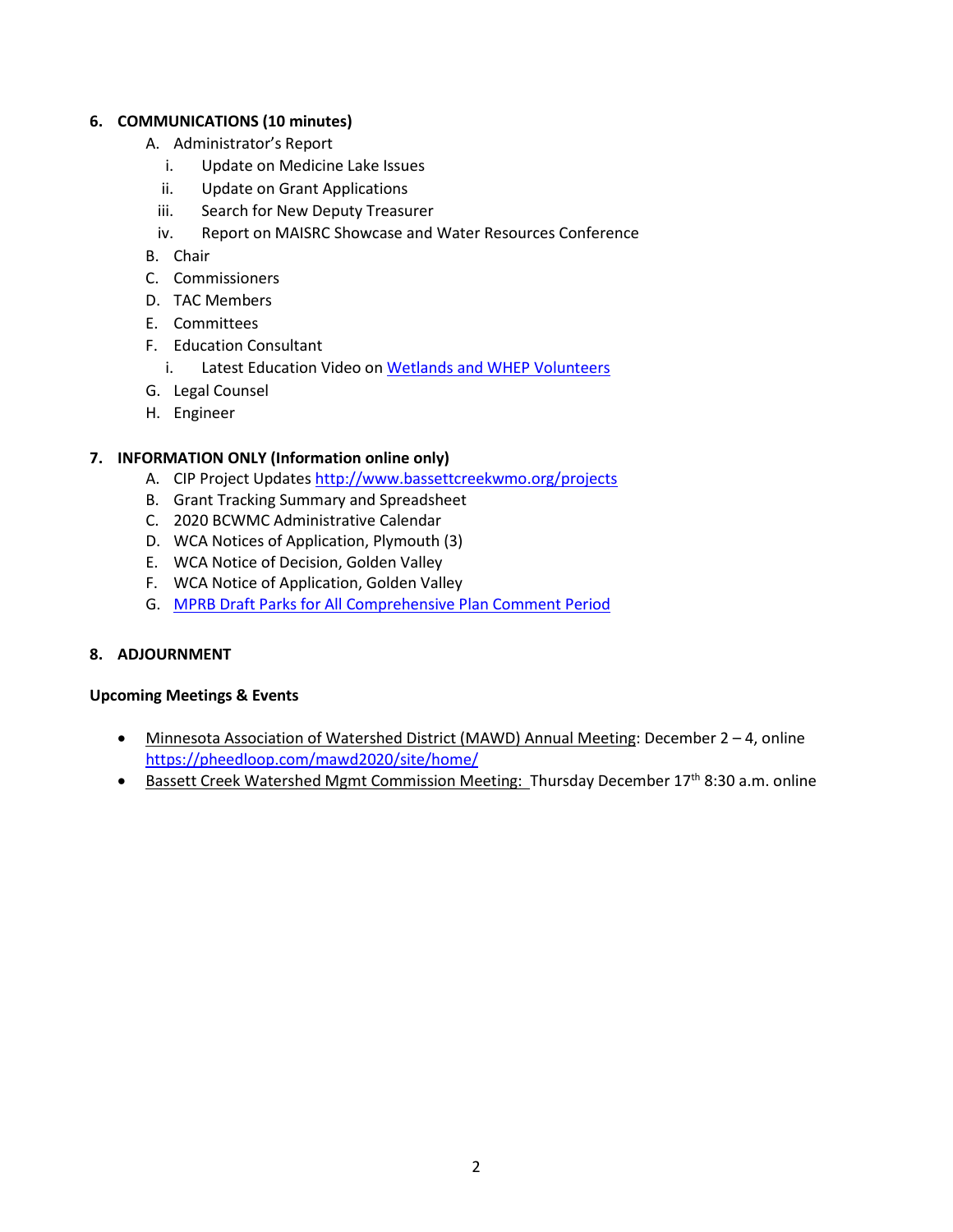6. **COMMUNICATIONS (10 minutes)**
   - A. Administrator's Report
     - i. Update on Medicine Lake Issues
     - ii. Update on Grant Applications
     - iii. Search for New Deputy Treasurer
     - iv. Report on MAISRC Showcase and Water Resources Conference
   - B. Chair
   - C. Commissioners
   - D. TAC Members
   - E. Committees
   - F. Education Consultant
     - i. Latest Education Video on Wetlands and WHEP Volunteers
   - G. Legal Counsel
   - H. Engineer

7. **INFORMATION ONLY (Information online only)**
   - A. CIP Project Updates http://www.bassettcreekwmo.org/projects
   - B. Grant Tracking Summary and Spreadsheet
   - C. 2020 BCWMC Administrative Calendar
   - D. WCA Notices of Application, Plymouth (3)
   - E. WCA Notice of Decision, Golden Valley
   - F. WCA Notice of Application, Golden Valley
   - G. MPRB Draft Parks for All Comprehensive Plan Comment Period

8. **ADJOURNMENT**

**Upcoming Meetings & Events**

- Minnesota Association of Watershed District (MAWD) Annual Meeting: December 2 – 4, online https://pheedloop.com/mawd2020/site/home/
- Bassett Creek Watershed Mgmt Commission Meeting: Thursday December 17th 8:30 a.m. online